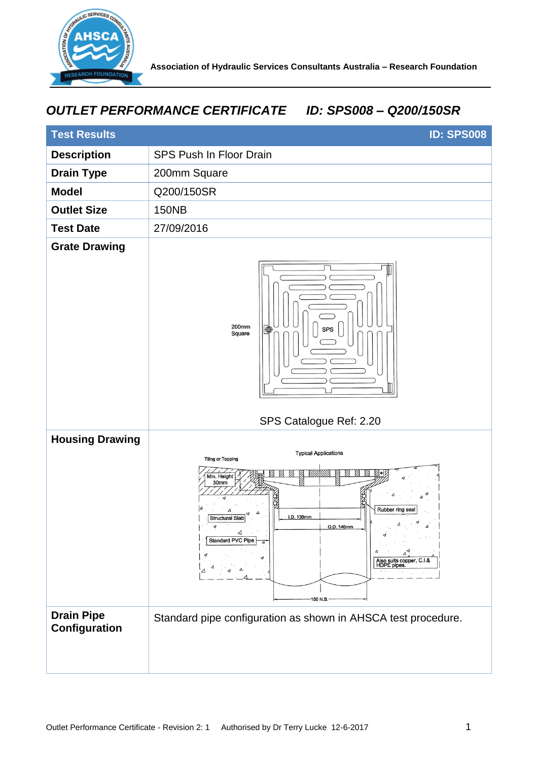Association of Hydraulic Services Consultants Australia – Research Foundation

# *OUTLET PERFORMANCE CERTIFICATE ID: SPS008 – Q200/150SR*

| Test Results | ID: SPS008 |
|---|---|
| **Description** | SPS Push In Floor Drain |
| **Drain Type** | 200mm Square |
| **Model** | Q200/150SR |
| **Outlet Size** | 150NB |
| **Test Date** | 27/09/2016 |
| **Grate Drawing** | 200mm Square; SPS; SPS Catalogue Ref: 2.20 |
| **Housing Drawing** | Typical Applications; Tiling or Topping; Min. Height 30mm; Structural Slab; Standard PVC Pipe; I.D. 138mm; O.D. 146mm; Rubber ring seal; Also suits copper, C.I.& HDPE pipes.; 150 N.B. |
| **Drain Pipe Configuration** | Standard pipe configuration as shown in AHSCA test procedure. |

Outlet Performance Certificate - Revision 2: 1 Authorised by Dr Terry Lucke 12-6-2017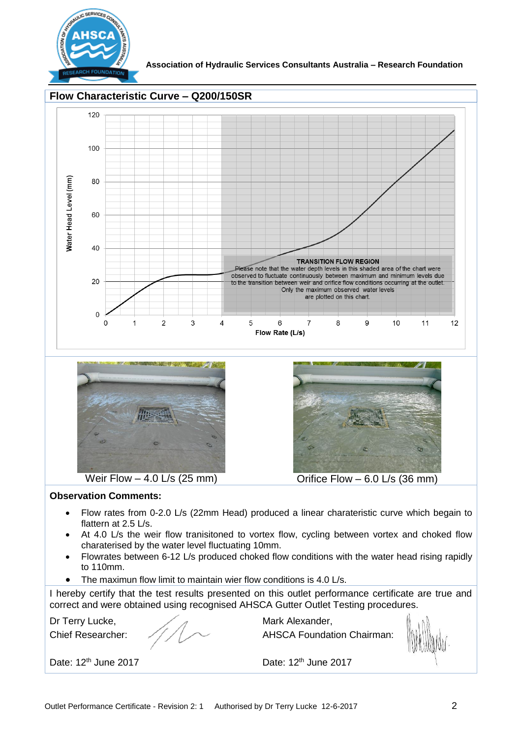Association of Hydraulic Services Consultants Australia – Research Foundation

## Flow Characteristic Curve – Q200/150SR

Water Head Level (mm)

120

100

80

60

40

20

0

0 1 2 3 4 5 6 7 8 9 10 11 12

Flow Rate (L/s)

TRANSITION FLOW REGION

Please note that the water depth levels in this shaded area of the chart were observed to fluctuate continuously between maximum and minimum levels due to the transition between weir and orifice flow conditions occurring at the outlet. Only the maximum observed water levels are plotted on this chart.

Weir Flow – 4.0 L/s (25 mm)

Orifice Flow – 6.0 L/s (36 mm)

**Observation Comments:**

- Flow rates from 0-2.0 L/s (22mm Head) produced a linear charateristic curve which begain to flatten at 2.5 L/s.
- At 4.0 L/s the weir flow tranisitoned to vortex flow, cycling between vortex and choked flow charaterised by the water level fluctuating 10mm.
- Flowrates between 6-12 L/s produced choked flow conditions with the water head rising rapidly to 110mm.
- The maximun flow limit to maintain wier flow conditions is 4.0 L/s.

I hereby certify that the test results presented on this outlet performance certificate are true and correct and were obtained using recognised AHSCA Gutter Outlet Testing procedures.

Dr Terry Lucke,
Chief Researcher:

Date: 12th June 2017

Mark Alexander,
AHSCA Foundation Chairman:

Date: 12th June 2017

Outlet Performance Certificate - Revision 2: 1   Authorised by Dr Terry Lucke 12-6-2017